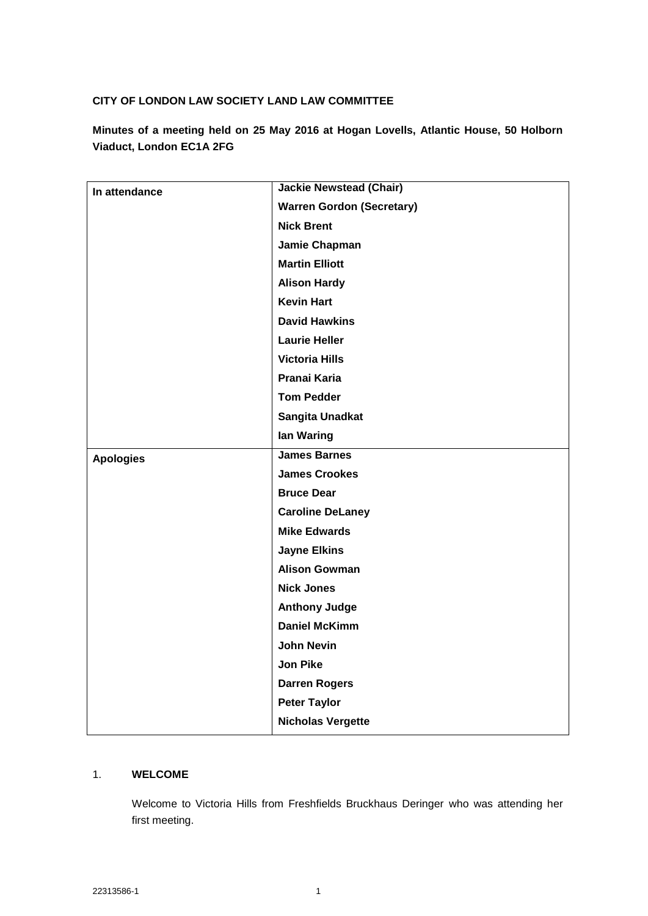**CITY OF LONDON LAW SOCIETY LAND LAW COMMITTEE**

**Minutes of a meeting held on 25 May 2016 at Hogan Lovells, Atlantic House, 50 Holborn Viaduct, London EC1A 2FG**

| | |
|---|---|
| **In attendance** | **Jackie Newstead (Chair)** |
| | **Warren Gordon (Secretary)** |
| | **Nick Brent** |
| | **Jamie Chapman** |
| | **Martin Elliott** |
| | **Alison Hardy** |
| | **Kevin Hart** |
| | **David Hawkins** |
| | **Laurie Heller** |
| | **Victoria Hills** |
| | **Pranai Karia** |
| | **Tom Pedder** |
| | **Sangita Unadkat** |
| | **Ian Waring** |
| **Apologies** | **James Barnes** |
| | **James Crookes** |
| | **Bruce Dear** |
| | **Caroline DeLaney** |
| | **Mike Edwards** |
| | **Jayne Elkins** |
| | **Alison Gowman** |
| | **Nick Jones** |
| | **Anthony Judge** |
| | **Daniel McKimm** |
| | **John Nevin** |
| | **Jon Pike** |
| | **Darren Rogers** |
| | **Peter Taylor** |
| | **Nicholas Vergette** |

1. **WELCOME**

Welcome to Victoria Hills from Freshfields Bruckhaus Deringer who was attending her first meeting.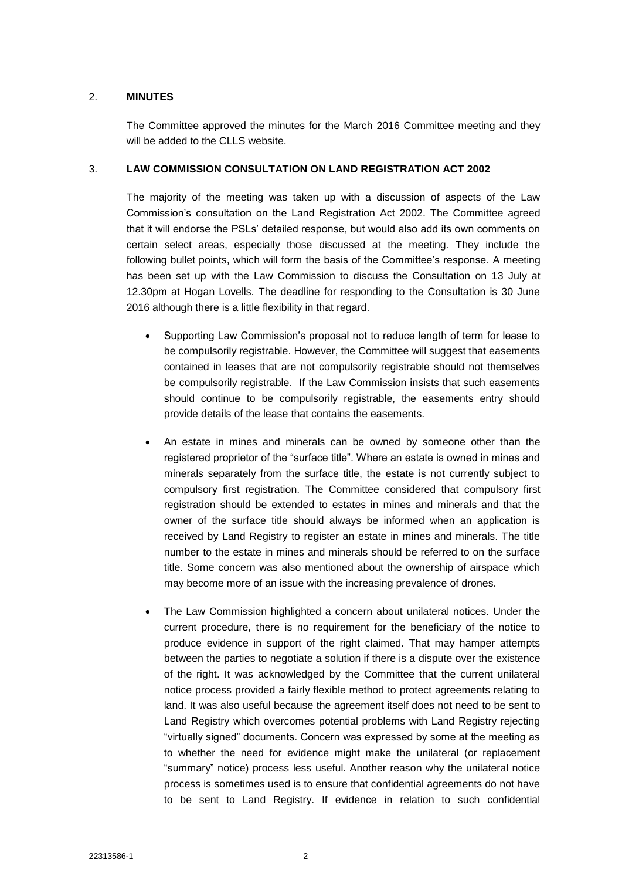## 2. MINUTES

The Committee approved the minutes for the March 2016 Committee meeting and they will be added to the CLLS website.

## 3. LAW COMMISSION CONSULTATION ON LAND REGISTRATION ACT 2002

The majority of the meeting was taken up with a discussion of aspects of the Law Commission's consultation on the Land Registration Act 2002. The Committee agreed that it will endorse the PSLs' detailed response, but would also add its own comments on certain select areas, especially those discussed at the meeting. They include the following bullet points, which will form the basis of the Committee's response. A meeting has been set up with the Law Commission to discuss the Consultation on 13 July at 12.30pm at Hogan Lovells. The deadline for responding to the Consultation is 30 June 2016 although there is a little flexibility in that regard.

- Supporting Law Commission's proposal not to reduce length of term for lease to be compulsorily registrable. However, the Committee will suggest that easements contained in leases that are not compulsorily registrable should not themselves be compulsorily registrable. If the Law Commission insists that such easements should continue to be compulsorily registrable, the easements entry should provide details of the lease that contains the easements.

- An estate in mines and minerals can be owned by someone other than the registered proprietor of the "surface title". Where an estate is owned in mines and minerals separately from the surface title, the estate is not currently subject to compulsory first registration. The Committee considered that compulsory first registration should be extended to estates in mines and minerals and that the owner of the surface title should always be informed when an application is received by Land Registry to register an estate in mines and minerals. The title number to the estate in mines and minerals should be referred to on the surface title. Some concern was also mentioned about the ownership of airspace which may become more of an issue with the increasing prevalence of drones.

- The Law Commission highlighted a concern about unilateral notices. Under the current procedure, there is no requirement for the beneficiary of the notice to produce evidence in support of the right claimed. That may hamper attempts between the parties to negotiate a solution if there is a dispute over the existence of the right. It was acknowledged by the Committee that the current unilateral notice process provided a fairly flexible method to protect agreements relating to land. It was also useful because the agreement itself does not need to be sent to Land Registry which overcomes potential problems with Land Registry rejecting "virtually signed" documents. Concern was expressed by some at the meeting as to whether the need for evidence might make the unilateral (or replacement "summary" notice) process less useful. Another reason why the unilateral notice process is sometimes used is to ensure that confidential agreements do not have to be sent to Land Registry. If evidence in relation to such confidential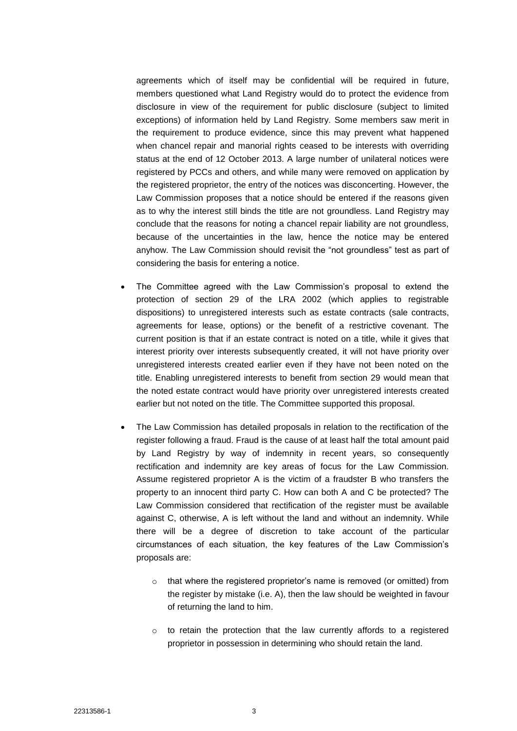agreements which of itself may be confidential will be required in future, members questioned what Land Registry would do to protect the evidence from disclosure in view of the requirement for public disclosure (subject to limited exceptions) of information held by Land Registry. Some members saw merit in the requirement to produce evidence, since this may prevent what happened when chancel repair and manorial rights ceased to be interests with overriding status at the end of 12 October 2013. A large number of unilateral notices were registered by PCCs and others, and while many were removed on application by the registered proprietor, the entry of the notices was disconcerting. However, the Law Commission proposes that a notice should be entered if the reasons given as to why the interest still binds the title are not groundless. Land Registry may conclude that the reasons for noting a chancel repair liability are not groundless, because of the uncertainties in the law, hence the notice may be entered anyhow. The Law Commission should revisit the "not groundless" test as part of considering the basis for entering a notice.

- The Committee agreed with the Law Commission's proposal to extend the protection of section 29 of the LRA 2002 (which applies to registrable dispositions) to unregistered interests such as estate contracts (sale contracts, agreements for lease, options) or the benefit of a restrictive covenant. The current position is that if an estate contract is noted on a title, while it gives that interest priority over interests subsequently created, it will not have priority over unregistered interests created earlier even if they have not been noted on the title. Enabling unregistered interests to benefit from section 29 would mean that the noted estate contract would have priority over unregistered interests created earlier but not noted on the title. The Committee supported this proposal.

- The Law Commission has detailed proposals in relation to the rectification of the register following a fraud. Fraud is the cause of at least half the total amount paid by Land Registry by way of indemnity in recent years, so consequently rectification and indemnity are key areas of focus for the Law Commission. Assume registered proprietor A is the victim of a fraudster B who transfers the property to an innocent third party C. How can both A and C be protected? The Law Commission considered that rectification of the register must be available against C, otherwise, A is left without the land and without an indemnity. While there will be a degree of discretion to take account of the particular circumstances of each situation, the key features of the Law Commission's proposals are:

    - that where the registered proprietor's name is removed (or omitted) from the register by mistake (i.e. A), then the law should be weighted in favour of returning the land to him.

    - to retain the protection that the law currently affords to a registered proprietor in possession in determining who should retain the land.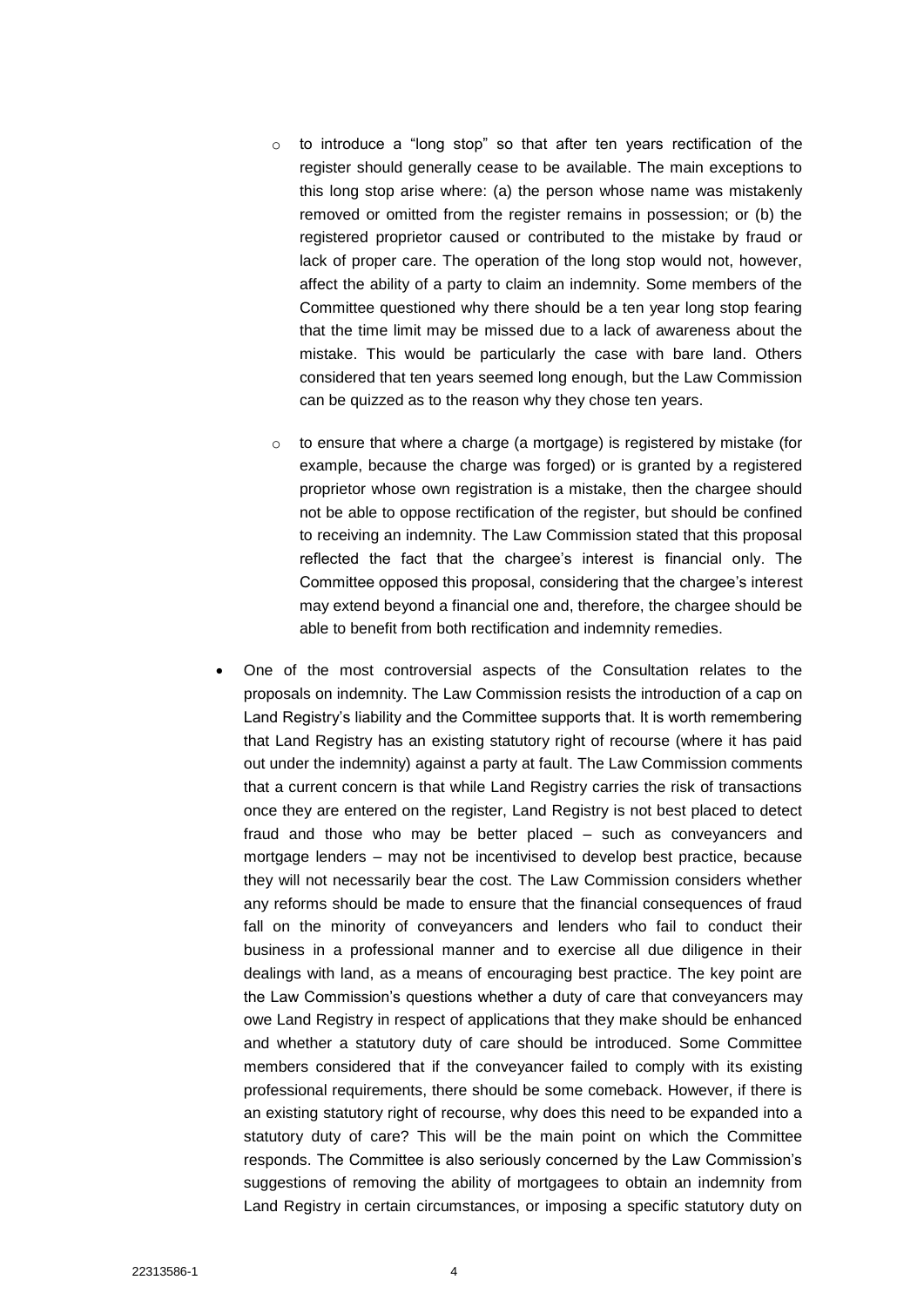- to introduce a "long stop" so that after ten years rectification of the register should generally cease to be available. The main exceptions to this long stop arise where: (a) the person whose name was mistakenly removed or omitted from the register remains in possession; or (b) the registered proprietor caused or contributed to the mistake by fraud or lack of proper care. The operation of the long stop would not, however, affect the ability of a party to claim an indemnity. Some members of the Committee questioned why there should be a ten year long stop fearing that the time limit may be missed due to a lack of awareness about the mistake. This would be particularly the case with bare land. Others considered that ten years seemed long enough, but the Law Commission can be quizzed as to the reason why they chose ten years.

  - to ensure that where a charge (a mortgage) is registered by mistake (for example, because the charge was forged) or is granted by a registered proprietor whose own registration is a mistake, then the chargee should not be able to oppose rectification of the register, but should be confined to receiving an indemnity. The Law Commission stated that this proposal reflected the fact that the chargee's interest is financial only. The Committee opposed this proposal, considering that the chargee's interest may extend beyond a financial one and, therefore, the chargee should be able to benefit from both rectification and indemnity remedies.

- One of the most controversial aspects of the Consultation relates to the proposals on indemnity. The Law Commission resists the introduction of a cap on Land Registry's liability and the Committee supports that. It is worth remembering that Land Registry has an existing statutory right of recourse (where it has paid out under the indemnity) against a party at fault. The Law Commission comments that a current concern is that while Land Registry carries the risk of transactions once they are entered on the register, Land Registry is not best placed to detect fraud and those who may be better placed – such as conveyancers and mortgage lenders – may not be incentivised to develop best practice, because they will not necessarily bear the cost. The Law Commission considers whether any reforms should be made to ensure that the financial consequences of fraud fall on the minority of conveyancers and lenders who fail to conduct their business in a professional manner and to exercise all due diligence in their dealings with land, as a means of encouraging best practice. The key point are the Law Commission's questions whether a duty of care that conveyancers may owe Land Registry in respect of applications that they make should be enhanced and whether a statutory duty of care should be introduced. Some Committee members considered that if the conveyancer failed to comply with its existing professional requirements, there should be some comeback. However, if there is an existing statutory right of recourse, why does this need to be expanded into a statutory duty of care? This will be the main point on which the Committee responds. The Committee is also seriously concerned by the Law Commission's suggestions of removing the ability of mortgagees to obtain an indemnity from Land Registry in certain circumstances, or imposing a specific statutory duty on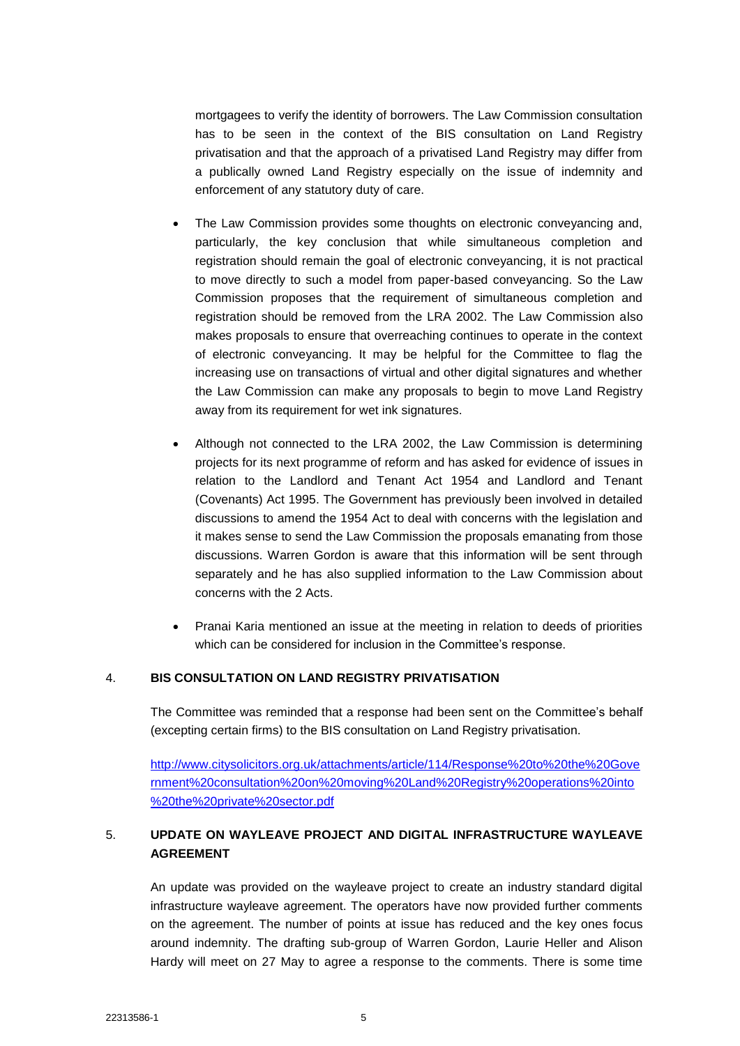mortgagees to verify the identity of borrowers. The Law Commission consultation has to be seen in the context of the BIS consultation on Land Registry privatisation and that the approach of a privatised Land Registry may differ from a publically owned Land Registry especially on the issue of indemnity and enforcement of any statutory duty of care.

- The Law Commission provides some thoughts on electronic conveyancing and, particularly, the key conclusion that while simultaneous completion and registration should remain the goal of electronic conveyancing, it is not practical to move directly to such a model from paper-based conveyancing. So the Law Commission proposes that the requirement of simultaneous completion and registration should be removed from the LRA 2002. The Law Commission also makes proposals to ensure that overreaching continues to operate in the context of electronic conveyancing. It may be helpful for the Committee to flag the increasing use on transactions of virtual and other digital signatures and whether the Law Commission can make any proposals to begin to move Land Registry away from its requirement for wet ink signatures.

- Although not connected to the LRA 2002, the Law Commission is determining projects for its next programme of reform and has asked for evidence of issues in relation to the Landlord and Tenant Act 1954 and Landlord and Tenant (Covenants) Act 1995. The Government has previously been involved in detailed discussions to amend the 1954 Act to deal with concerns with the legislation and it makes sense to send the Law Commission the proposals emanating from those discussions. Warren Gordon is aware that this information will be sent through separately and he has also supplied information to the Law Commission about concerns with the 2 Acts.

- Pranai Karia mentioned an issue at the meeting in relation to deeds of priorities which can be considered for inclusion in the Committee's response.

## 4. BIS CONSULTATION ON LAND REGISTRY PRIVATISATION

The Committee was reminded that a response had been sent on the Committee's behalf (excepting certain firms) to the BIS consultation on Land Registry privatisation.

http://www.citysolicitors.org.uk/attachments/article/114/Response%20to%20the%20Government%20consultation%20on%20moving%20Land%20Registry%20operations%20into%20the%20private%20sector.pdf

## 5. UPDATE ON WAYLEAVE PROJECT AND DIGITAL INFRASTRUCTURE WAYLEAVE AGREEMENT

An update was provided on the wayleave project to create an industry standard digital infrastructure wayleave agreement. The operators have now provided further comments on the agreement. The number of points at issue has reduced and the key ones focus around indemnity. The drafting sub-group of Warren Gordon, Laurie Heller and Alison Hardy will meet on 27 May to agree a response to the comments. There is some time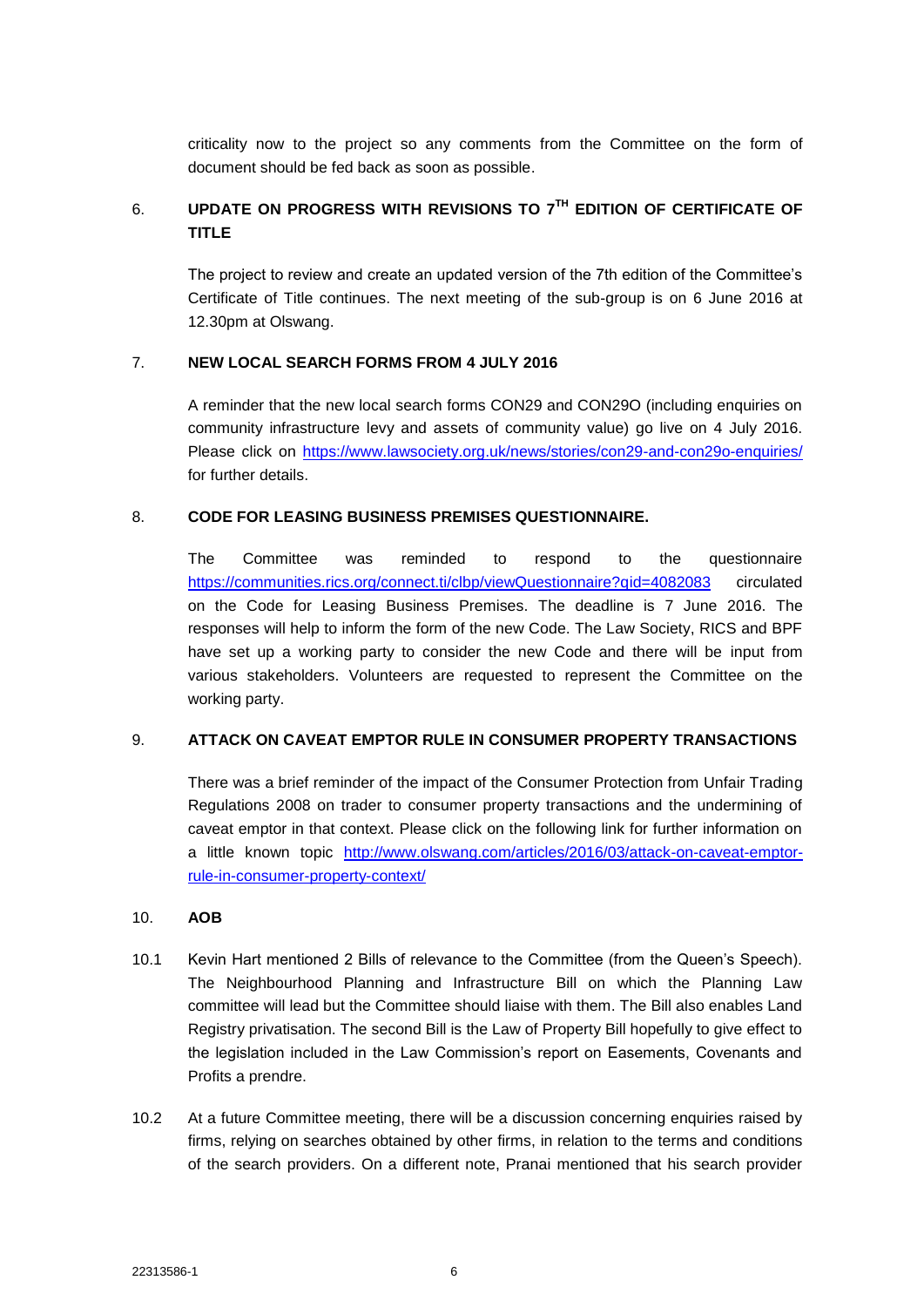criticality now to the project so any comments from the Committee on the form of document should be fed back as soon as possible.

## 6. UPDATE ON PROGRESS WITH REVISIONS TO 7[TH] EDITION OF CERTIFICATE OF TITLE

The project to review and create an updated version of the 7th edition of the Committee's Certificate of Title continues. The next meeting of the sub-group is on 6 June 2016 at 12.30pm at Olswang.

## 7. NEW LOCAL SEARCH FORMS FROM 4 JULY 2016

A reminder that the new local search forms CON29 and CON29O (including enquiries on community infrastructure levy and assets of community value) go live on 4 July 2016. Please click on https://www.lawsociety.org.uk/news/stories/con29-and-con29o-enquiries/ for further details.

## 8. CODE FOR LEASING BUSINESS PREMISES QUESTIONNAIRE.

The Committee was reminded to respond to the questionnaire https://communities.rics.org/connect.ti/clbp/viewQuestionnaire?qid=4082083 circulated on the Code for Leasing Business Premises. The deadline is 7 June 2016. The responses will help to inform the form of the new Code. The Law Society, RICS and BPF have set up a working party to consider the new Code and there will be input from various stakeholders. Volunteers are requested to represent the Committee on the working party.

## 9. ATTACK ON CAVEAT EMPTOR RULE IN CONSUMER PROPERTY TRANSACTIONS

There was a brief reminder of the impact of the Consumer Protection from Unfair Trading Regulations 2008 on trader to consumer property transactions and the undermining of caveat emptor in that context. Please click on the following link for further information on a little known topic http://www.olswang.com/articles/2016/03/attack-on-caveat-emptor-rule-in-consumer-property-context/

## 10. AOB

10.1 Kevin Hart mentioned 2 Bills of relevance to the Committee (from the Queen's Speech). The Neighbourhood Planning and Infrastructure Bill on which the Planning Law committee will lead but the Committee should liaise with them. The Bill also enables Land Registry privatisation. The second Bill is the Law of Property Bill hopefully to give effect to the legislation included in the Law Commission's report on Easements, Covenants and Profits a prendre.

10.2 At a future Committee meeting, there will be a discussion concerning enquiries raised by firms, relying on searches obtained by other firms, in relation to the terms and conditions of the search providers. On a different note, Pranai mentioned that his search provider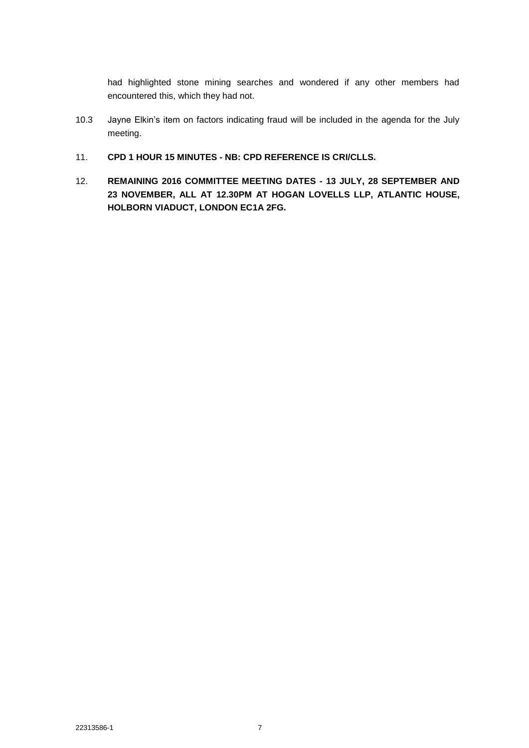had highlighted stone mining searches and wondered if any other members had encountered this, which they had not.

10.3 Jayne Elkin's item on factors indicating fraud will be included in the agenda for the July meeting.

11. **CPD 1 HOUR 15 MINUTES - NB: CPD REFERENCE IS CRI/CLLS.**

12. **REMAINING 2016 COMMITTEE MEETING DATES - 13 JULY, 28 SEPTEMBER AND 23 NOVEMBER, ALL AT 12.30PM AT HOGAN LOVELLS LLP, ATLANTIC HOUSE, HOLBORN VIADUCT, LONDON EC1A 2FG.**

22313586-1